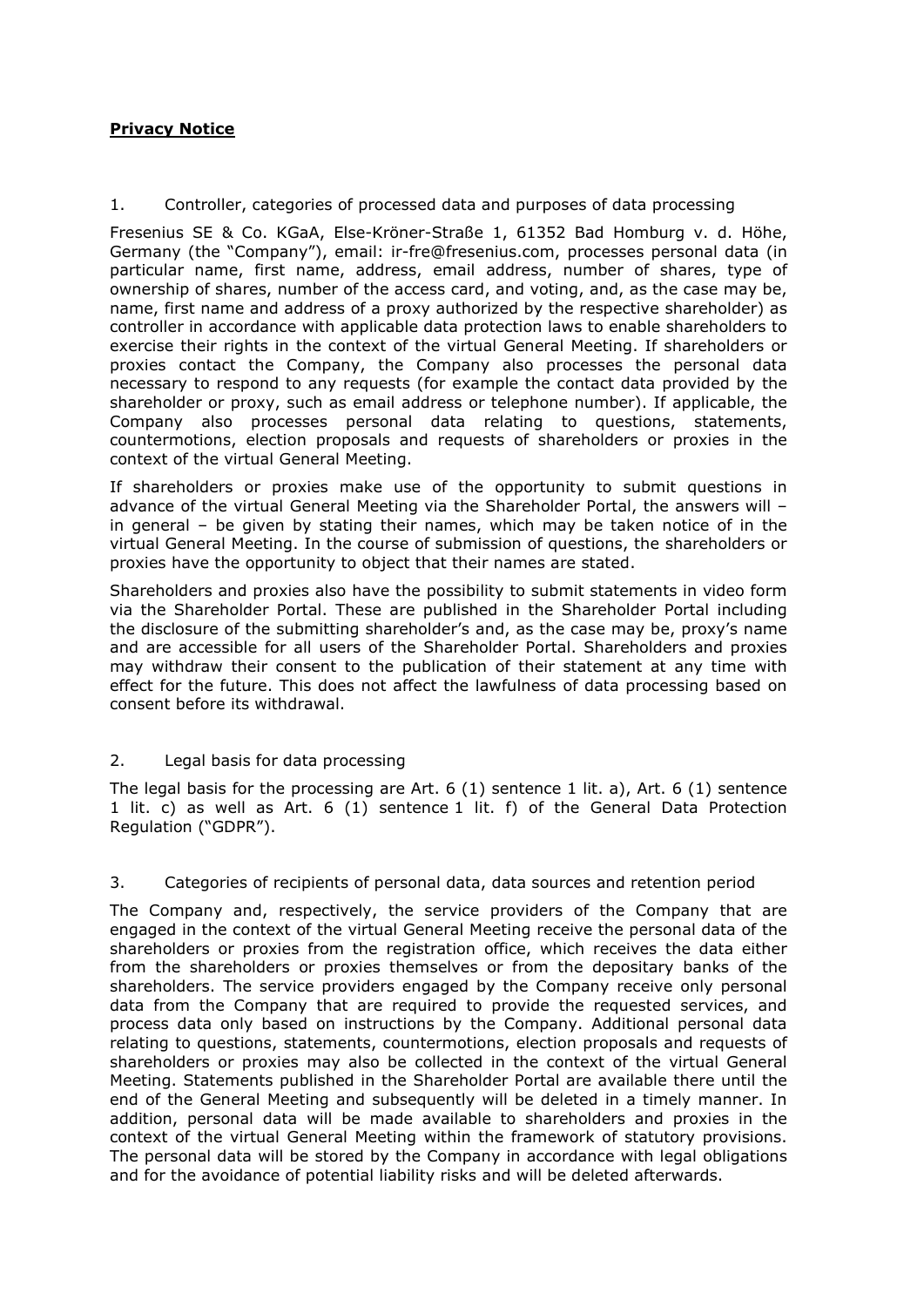# **Privacy Notice**

## 1. Controller, categories of processed data and purposes of data processing

Fresenius SE & Co. KGaA, Else-Kröner-Straße 1, 61352 Bad Homburg v. d. Höhe, Germany (the "Company"), email: ir-fre@fresenius.com, processes personal data (in particular name, first name, address, email address, number of shares, type of ownership of shares, number of the access card, and voting, and, as the case may be, name, first name and address of a proxy authorized by the respective shareholder) as controller in accordance with applicable data protection laws to enable shareholders to exercise their rights in the context of the virtual General Meeting. If shareholders or proxies contact the Company, the Company also processes the personal data necessary to respond to any requests (for example the contact data provided by the shareholder or proxy, such as email address or telephone number). If applicable, the Company also processes personal data relating to questions, statements, countermotions, election proposals and requests of shareholders or proxies in the context of the virtual General Meeting.

If shareholders or proxies make use of the opportunity to submit questions in advance of the virtual General Meeting via the Shareholder Portal, the answers will – in general – be given by stating their names, which may be taken notice of in the virtual General Meeting. In the course of submission of questions, the shareholders or proxies have the opportunity to object that their names are stated.

Shareholders and proxies also have the possibility to submit statements in video form via the Shareholder Portal. These are published in the Shareholder Portal including the disclosure of the submitting shareholder's and, as the case may be, proxy's name and are accessible for all users of the Shareholder Portal. Shareholders and proxies may withdraw their consent to the publication of their statement at any time with effect for the future. This does not affect the lawfulness of data processing based on consent before its withdrawal.

## 2. Legal basis for data processing

The legal basis for the processing are Art. 6 (1) sentence 1 lit. a), Art. 6 (1) sentence 1 lit. c) as well as Art. 6 (1) sentence 1 lit. f) of the General Data Protection Regulation ("GDPR").

## 3. Categories of recipients of personal data, data sources and retention period

The Company and, respectively, the service providers of the Company that are engaged in the context of the virtual General Meeting receive the personal data of the shareholders or proxies from the registration office, which receives the data either from the shareholders or proxies themselves or from the depositary banks of the shareholders. The service providers engaged by the Company receive only personal data from the Company that are required to provide the requested services, and process data only based on instructions by the Company. Additional personal data relating to questions, statements, countermotions, election proposals and requests of shareholders or proxies may also be collected in the context of the virtual General Meeting. Statements published in the Shareholder Portal are available there until the end of the General Meeting and subsequently will be deleted in a timely manner. In addition, personal data will be made available to shareholders and proxies in the context of the virtual General Meeting within the framework of statutory provisions. The personal data will be stored by the Company in accordance with legal obligations and for the avoidance of potential liability risks and will be deleted afterwards.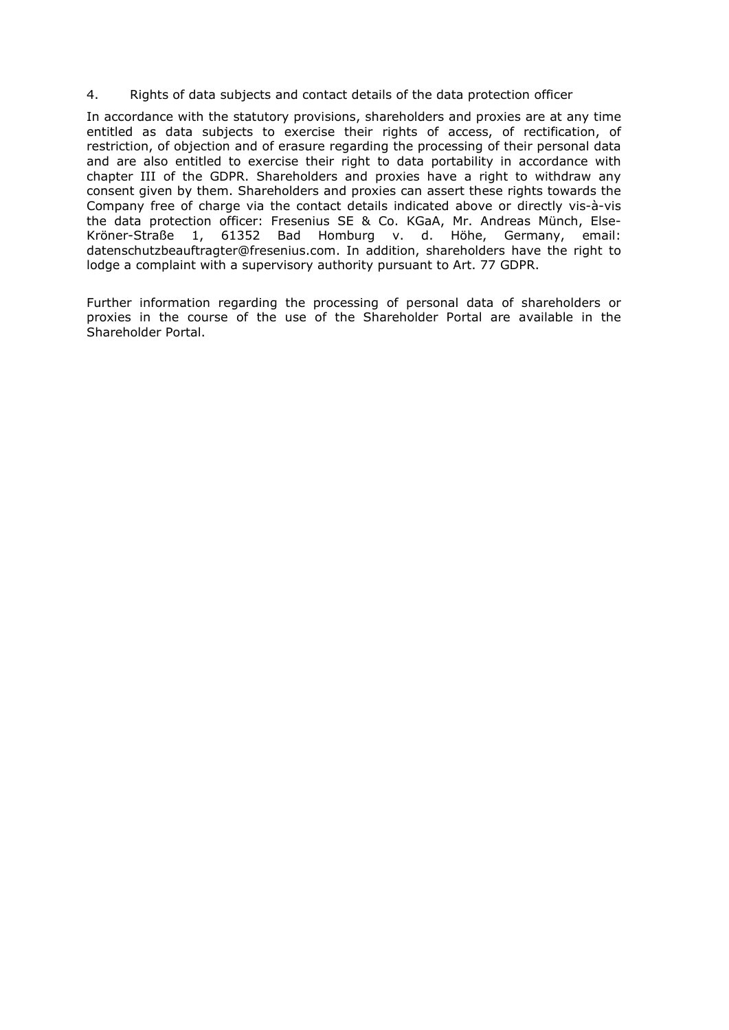4. Rights of data subjects and contact details of the data protection officer

In accordance with the statutory provisions, shareholders and proxies are at any time entitled as data subjects to exercise their rights of access, of rectification, of restriction, of objection and of erasure regarding the processing of their personal data and are also entitled to exercise their right to data portability in accordance with chapter III of the GDPR. Shareholders and proxies have a right to withdraw any consent given by them. Shareholders and proxies can assert these rights towards the Company free of charge via the contact details indicated above or directly vis-à-vis the data protection officer: Fresenius SE & Co. KGaA, Mr. Andreas Münch, Else-Kröner-Straße 1, 61352 Bad Homburg v. d. Höhe, Germany, email: datenschutzbeauftragter@fresenius.com. In addition, shareholders have the right to lodge a complaint with a supervisory authority pursuant to Art. 77 GDPR.

Further information regarding the processing of personal data of shareholders or proxies in the course of the use of the Shareholder Portal are available in the Shareholder Portal.